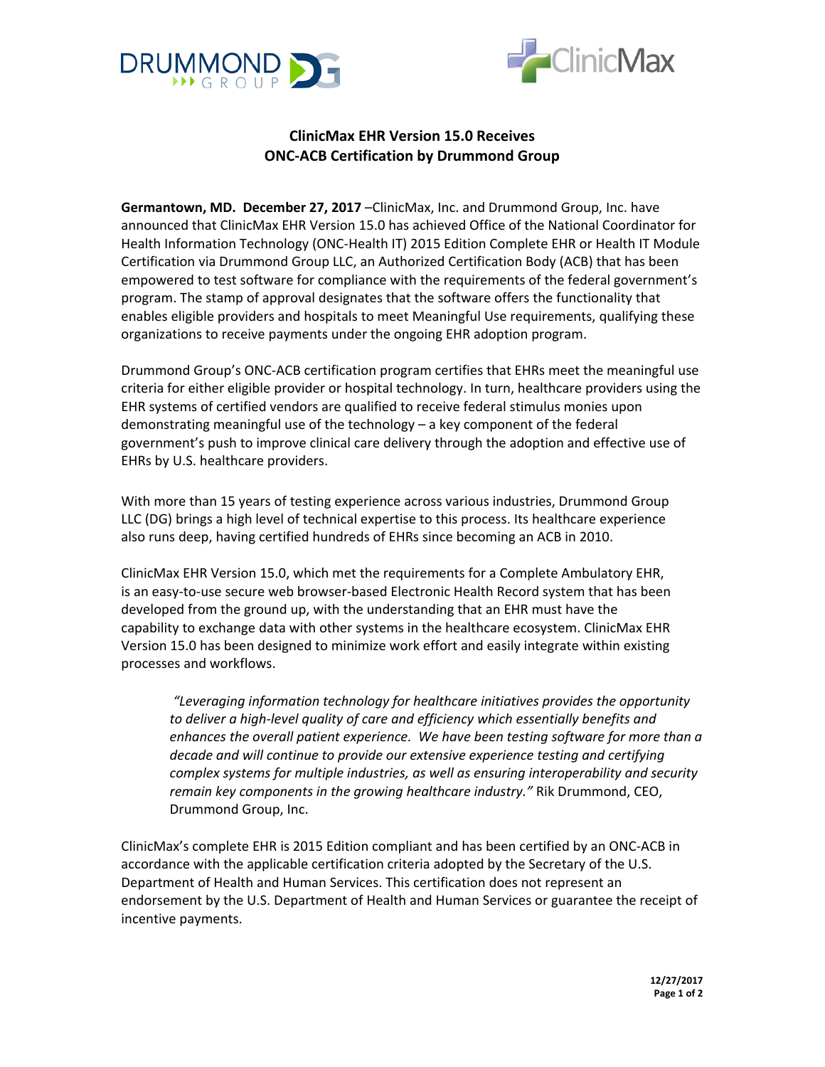# ClinicMax EHR Version 15.0 Receives ONC-ACB Certification by Drummond Group

**Germantown, MD. December 27, 2017** –ClinicMax, Inc. and Drummond Group, Inc. have announced that ClinicMax EHR Version 15.0 has achieved Office of the National Coordinator for Health Information Technology (ONC-Health IT) 2015 Edition Complete EHR or Health IT Module Certification via Drummond Group LLC, an Authorized Certification Body (ACB) that has been empowered to test software for compliance with the requirements of the federal government's program. The stamp of approval designates that the software offers the functionality that enables eligible providers and hospitals to meet Meaningful Use requirements, qualifying these organizations to receive payments under the ongoing EHR adoption program.

Drummond Group's ONC-ACB certification program certifies that EHRs meet the meaningful use criteria for either eligible provider or hospital technology. In turn, healthcare providers using the EHR systems of certified vendors are qualified to receive federal stimulus monies upon demonstrating meaningful use of the technology – a key component of the federal government's push to improve clinical care delivery through the adoption and effective use of EHRs by U.S. healthcare providers.

With more than 15 years of testing experience across various industries, Drummond Group LLC (DG) brings a high level of technical expertise to this process. Its healthcare experience also runs deep, having certified hundreds of EHRs since becoming an ACB in 2010.

ClinicMax EHR Version 15.0, which met the requirements for a Complete Ambulatory EHR, is an easy-to-use secure web browser-based Electronic Health Record system that has been developed from the ground up, with the understanding that an EHR must have the capability to exchange data with other systems in the healthcare ecosystem. ClinicMax EHR Version 15.0 has been designed to minimize work effort and easily integrate within existing processes and workflows.

> *"Leveraging information technology for healthcare initiatives provides the opportunity to deliver a high-level quality of care and efficiency which essentially benefits and enhances the overall patient experience. We have been testing software for more than a decade and will continue to provide our extensive experience testing and certifying complex systems for multiple industries, as well as ensuring interoperability and security remain key components in the growing healthcare industry."* Rik Drummond, CEO, Drummond Group, Inc.

ClinicMax's complete EHR is 2015 Edition compliant and has been certified by an ONC-ACB in accordance with the applicable certification criteria adopted by the Secretary of the U.S. Department of Health and Human Services. This certification does not represent an endorsement by the U.S. Department of Health and Human Services or guarantee the receipt of incentive payments.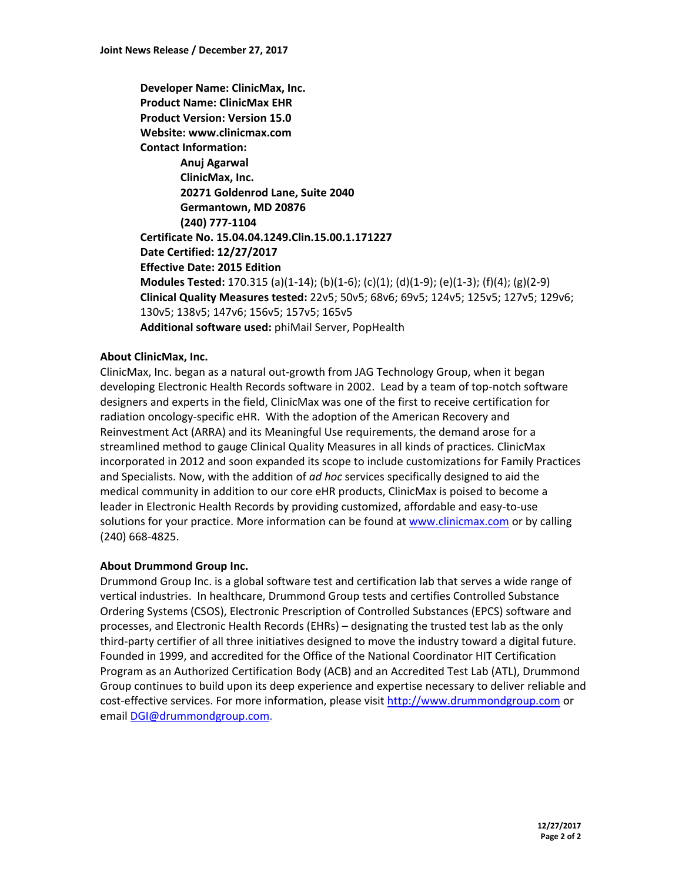**Developer Name: ClinicMax, Inc.**
**Product Name: ClinicMax EHR**
**Product Version: Version 15.0**
**Website: www.clinicmax.com**
**Contact Information:**

> **Anuj Agarwal**
> **ClinicMax, Inc.**
> **20271 Goldenrod Lane, Suite 2040**
> **Germantown, MD 20876**
> **(240) 777-1104**

**Certificate No. 15.04.04.1249.Clin.15.00.1.171227**
**Date Certified: 12/27/2017**
**Effective Date: 2015 Edition**
**Modules Tested:** 170.315 (a)(1-14); (b)(1-6); (c)(1); (d)(1-9); (e)(1-3); (f)(4); (g)(2-9)
**Clinical Quality Measures tested:** 22v5; 50v5; 68v6; 69v5; 124v5; 125v5; 127v5; 129v6; 130v5; 138v5; 147v6; 156v5; 157v5; 165v5
**Additional software used:** phiMail Server, PopHealth

**About ClinicMax, Inc.**

ClinicMax, Inc. began as a natural out-growth from JAG Technology Group, when it began developing Electronic Health Records software in 2002. Lead by a team of top-notch software designers and experts in the field, ClinicMax was one of the first to receive certification for radiation oncology-specific eHR. With the adoption of the American Recovery and Reinvestment Act (ARRA) and its Meaningful Use requirements, the demand arose for a streamlined method to gauge Clinical Quality Measures in all kinds of practices. ClinicMax incorporated in 2012 and soon expanded its scope to include customizations for Family Practices and Specialists. Now, with the addition of *ad hoc* services specifically designed to aid the medical community in addition to our core eHR products, ClinicMax is poised to become a leader in Electronic Health Records by providing customized, affordable and easy-to-use solutions for your practice. More information can be found at www.clinicmax.com or by calling (240) 668-4825.

**About Drummond Group Inc.**

Drummond Group Inc. is a global software test and certification lab that serves a wide range of vertical industries. In healthcare, Drummond Group tests and certifies Controlled Substance Ordering Systems (CSOS), Electronic Prescription of Controlled Substances (EPCS) software and processes, and Electronic Health Records (EHRs) – designating the trusted test lab as the only third-party certifier of all three initiatives designed to move the industry toward a digital future. Founded in 1999, and accredited for the Office of the National Coordinator HIT Certification Program as an Authorized Certification Body (ACB) and an Accredited Test Lab (ATL), Drummond Group continues to build upon its deep experience and expertise necessary to deliver reliable and cost-effective services. For more information, please visit http://www.drummondgroup.com or email DGI@drummondgroup.com.